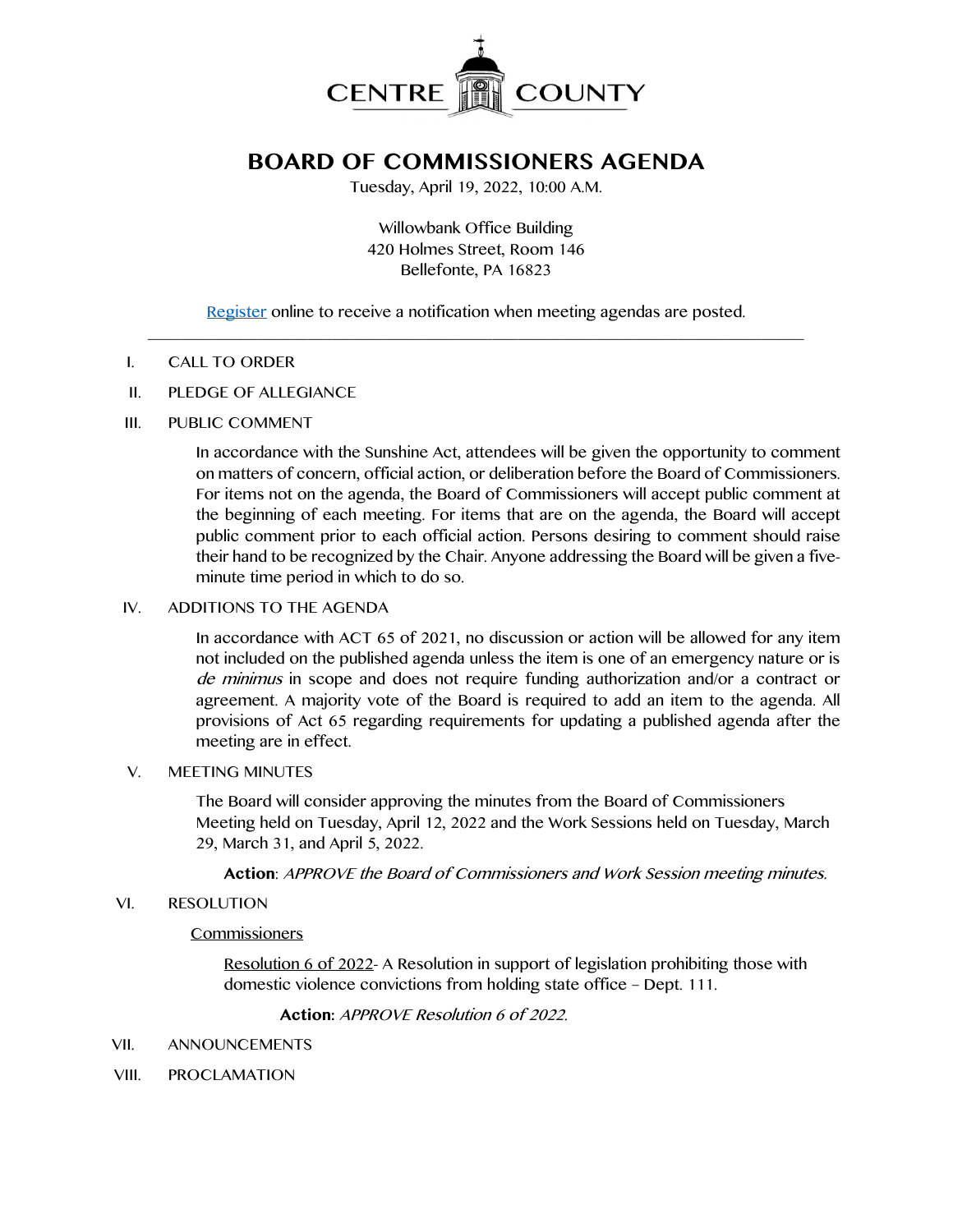CENTRE COUNTY

# BOARD OF COMMISSIONERS AGENDA

Tuesday, April 19, 2022, 10:00 A.M.

Willowbank Office Building
420 Holmes Street, Room 146
Bellefonte, PA 16823

Register online to receive a notification when meeting agendas are posted.

---

I. CALL TO ORDER

II. PLEDGE OF ALLEGIANCE

III. PUBLIC COMMENT

In accordance with the Sunshine Act, attendees will be given the opportunity to comment on matters of concern, official action, or deliberation before the Board of Commissioners. For items not on the agenda, the Board of Commissioners will accept public comment at the beginning of each meeting. For items that are on the agenda, the Board will accept public comment prior to each official action. Persons desiring to comment should raise their hand to be recognized by the Chair. Anyone addressing the Board will be given a five-minute time period in which to do so.

IV. ADDITIONS TO THE AGENDA

In accordance with ACT 65 of 2021, no discussion or action will be allowed for any item not included on the published agenda unless the item is one of an emergency nature or is *de minimus* in scope and does not require funding authorization and/or a contract or agreement. A majority vote of the Board is required to add an item to the agenda. All provisions of Act 65 regarding requirements for updating a published agenda after the meeting are in effect.

V. MEETING MINUTES

The Board will consider approving the minutes from the Board of Commissioners Meeting held on Tuesday, April 12, 2022 and the Work Sessions held on Tuesday, March 29, March 31, and April 5, 2022.

**Action**: *APPROVE the Board of Commissioners and Work Session meeting minutes.*

VI. RESOLUTION

Commissioners

Resolution 6 of 2022- A Resolution in support of legislation prohibiting those with domestic violence convictions from holding state office – Dept. 111.

**Action:** *APPROVE Resolution 6 of 2022.*

VII. ANNOUNCEMENTS

VIII. PROCLAMATION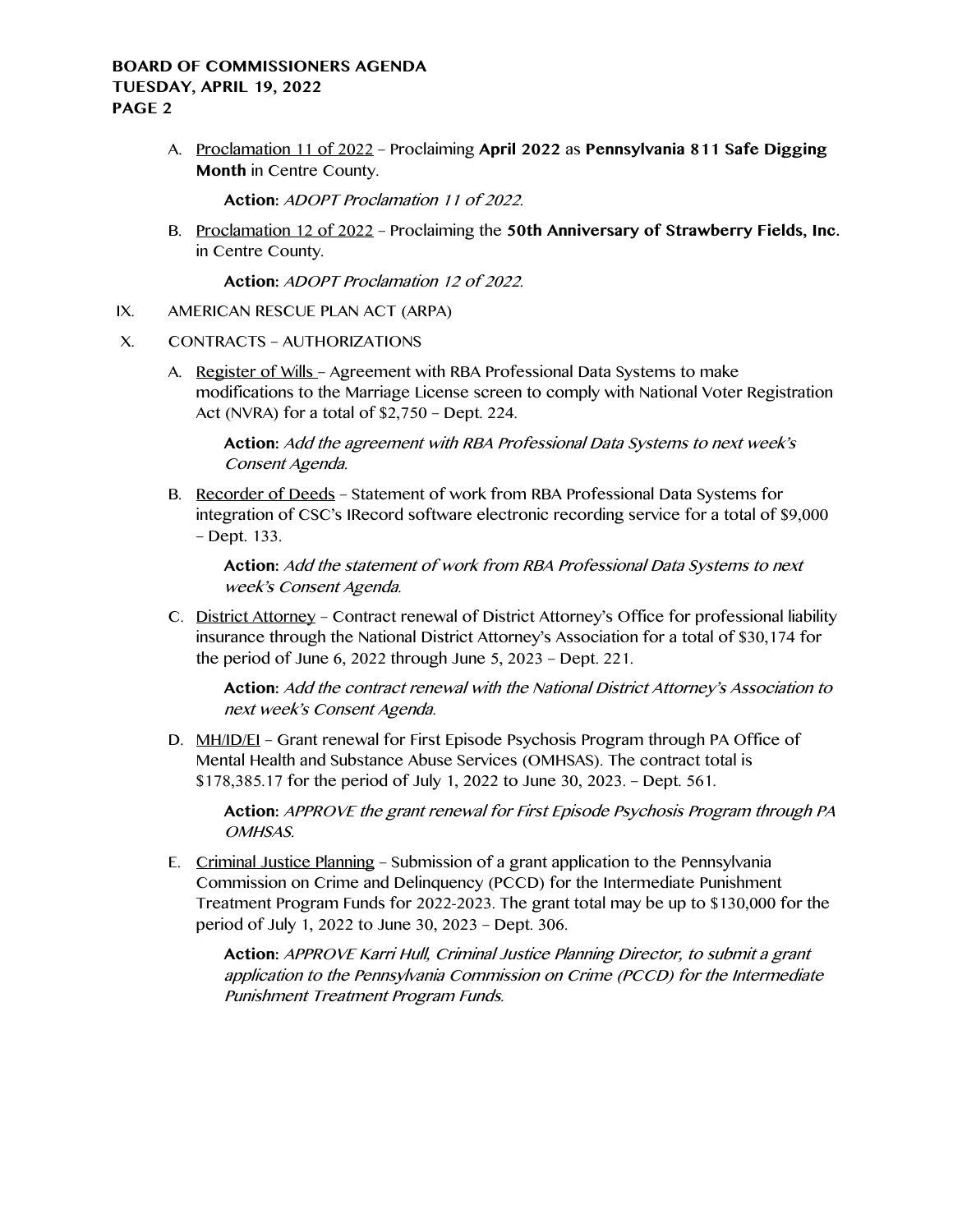A. Proclamation 11 of 2022 – Proclaiming **April 2022** as **Pennsylvania 811 Safe Digging Month** in Centre County.

   **Action:** *ADOPT Proclamation 11 of 2022.*

B. Proclamation 12 of 2022 – Proclaiming the **50th Anniversary of Strawberry Fields, Inc.** in Centre County.

   **Action:** *ADOPT Proclamation 12 of 2022.*

IX. AMERICAN RESCUE PLAN ACT (ARPA)

X. CONTRACTS – AUTHORIZATIONS

A. Register of Wills – Agreement with RBA Professional Data Systems to make modifications to the Marriage License screen to comply with National Voter Registration Act (NVRA) for a total of $2,750 – Dept. 224.

   **Action:** *Add the agreement with RBA Professional Data Systems to next week's Consent Agenda.*

B. Recorder of Deeds – Statement of work from RBA Professional Data Systems for integration of CSC's IRecord software electronic recording service for a total of $9,000 – Dept. 133.

   **Action:** *Add the statement of work from RBA Professional Data Systems to next week's Consent Agenda.*

C. District Attorney – Contract renewal of District Attorney's Office for professional liability insurance through the National District Attorney's Association for a total of $30,174 for the period of June 6, 2022 through June 5, 2023 – Dept. 221.

   **Action:** *Add the contract renewal with the National District Attorney's Association to next week's Consent Agenda.*

D. MH/ID/EI – Grant renewal for First Episode Psychosis Program through PA Office of Mental Health and Substance Abuse Services (OMHSAS). The contract total is $178,385.17 for the period of July 1, 2022 to June 30, 2023. – Dept. 561.

   **Action:** *APPROVE the grant renewal for First Episode Psychosis Program through PA OMHSAS.*

E. Criminal Justice Planning – Submission of a grant application to the Pennsylvania Commission on Crime and Delinquency (PCCD) for the Intermediate Punishment Treatment Program Funds for 2022-2023. The grant total may be up to $130,000 for the period of July 1, 2022 to June 30, 2023 – Dept. 306.

   **Action:** *APPROVE Karri Hull, Criminal Justice Planning Director, to submit a grant application to the Pennsylvania Commission on Crime (PCCD) for the Intermediate Punishment Treatment Program Funds.*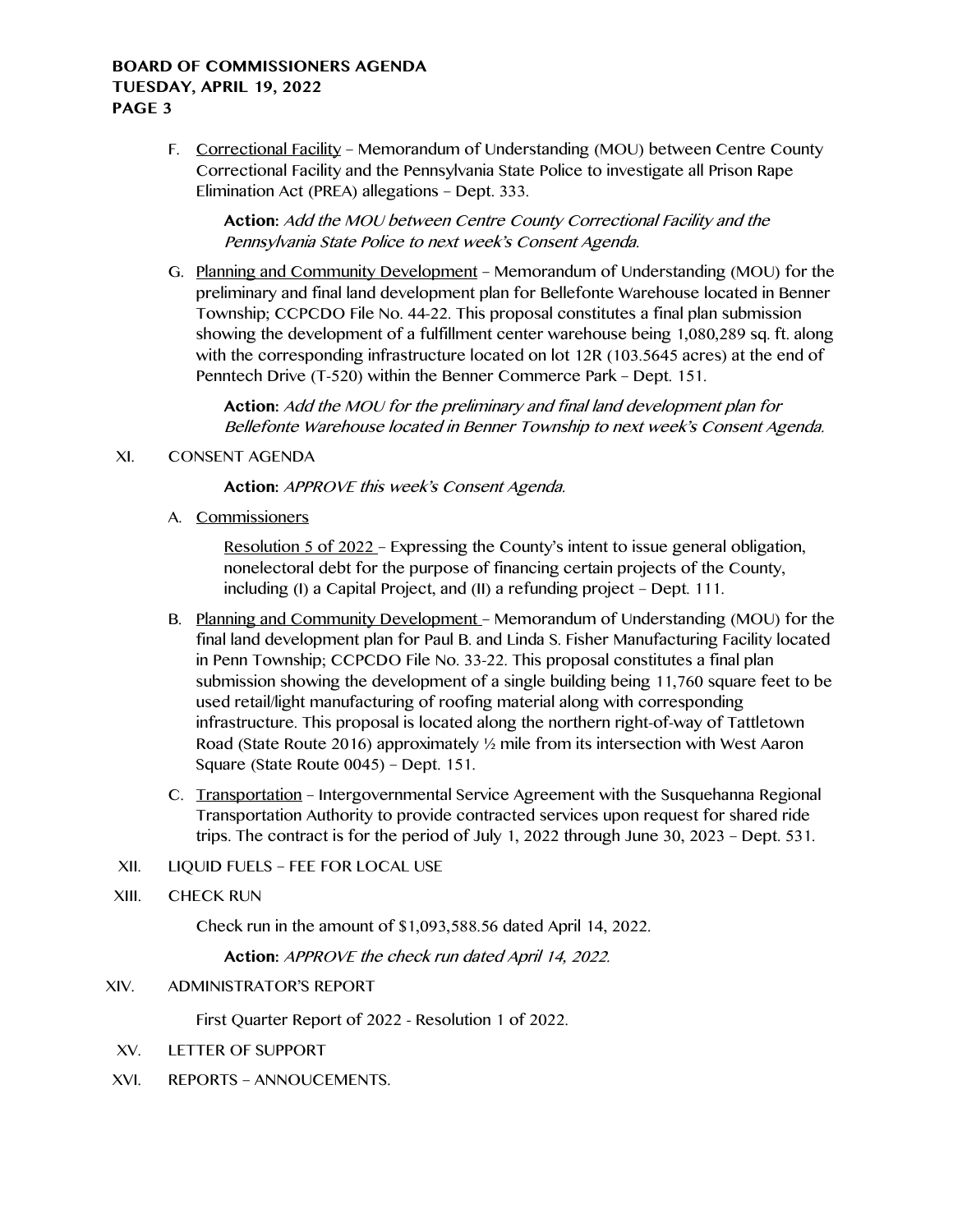F. Correctional Facility – Memorandum of Understanding (MOU) between Centre County Correctional Facility and the Pennsylvania State Police to investigate all Prison Rape Elimination Act (PREA) allegations – Dept. 333.

   **Action:** *Add the MOU between Centre County Correctional Facility and the Pennsylvania State Police to next week's Consent Agenda.*

G. Planning and Community Development – Memorandum of Understanding (MOU) for the preliminary and final land development plan for Bellefonte Warehouse located in Benner Township; CCPCDO File No. 44-22. This proposal constitutes a final plan submission showing the development of a fulfillment center warehouse being 1,080,289 sq. ft. along with the corresponding infrastructure located on lot 12R (103.5645 acres) at the end of Penntech Drive (T-520) within the Benner Commerce Park – Dept. 151.

   **Action:** *Add the MOU for the preliminary and final land development plan for Bellefonte Warehouse located in Benner Township to next week's Consent Agenda.*

XI. CONSENT AGENDA

   **Action:** *APPROVE this week's Consent Agenda.*

A. Commissioners

   Resolution 5 of 2022 – Expressing the County's intent to issue general obligation, nonelectoral debt for the purpose of financing certain projects of the County, including (I) a Capital Project, and (II) a refunding project – Dept. 111.

B. Planning and Community Development – Memorandum of Understanding (MOU) for the final land development plan for Paul B. and Linda S. Fisher Manufacturing Facility located in Penn Township; CCPCDO File No. 33-22. This proposal constitutes a final plan submission showing the development of a single building being 11,760 square feet to be used retail/light manufacturing of roofing material along with corresponding infrastructure. This proposal is located along the northern right-of-way of Tattletown Road (State Route 2016) approximately ½ mile from its intersection with West Aaron Square (State Route 0045) – Dept. 151.

C. Transportation – Intergovernmental Service Agreement with the Susquehanna Regional Transportation Authority to provide contracted services upon request for shared ride trips. The contract is for the period of July 1, 2022 through June 30, 2023 – Dept. 531.

XII. LIQUID FUELS – FEE FOR LOCAL USE

XIII. CHECK RUN

   Check run in the amount of $1,093,588.56 dated April 14, 2022.

   **Action:** *APPROVE the check run dated April 14, 2022.*

XIV. ADMINISTRATOR'S REPORT

   First Quarter Report of 2022 - Resolution 1 of 2022.

XV. LETTER OF SUPPORT

XVI. REPORTS – ANNOUCEMENTS.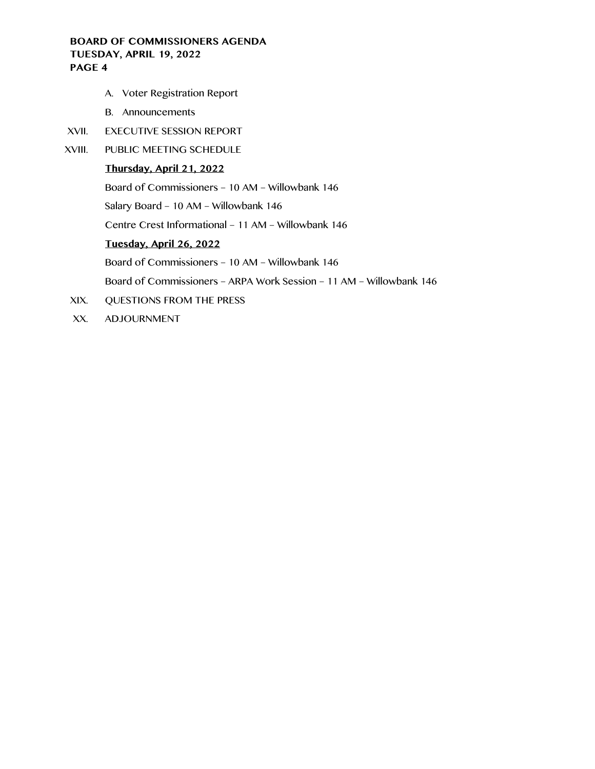A. Voter Registration Report

B. Announcements

XVII. EXECUTIVE SESSION REPORT

XVIII. PUBLIC MEETING SCHEDULE

**Thursday, April 21, 2022**

Board of Commissioners – 10 AM – Willowbank 146

Salary Board – 10 AM – Willowbank 146

Centre Crest Informational – 11 AM – Willowbank 146

**Tuesday, April 26, 2022**

Board of Commissioners – 10 AM – Willowbank 146

Board of Commissioners – ARPA Work Session – 11 AM – Willowbank 146

XIX. QUESTIONS FROM THE PRESS

XX. ADJOURNMENT